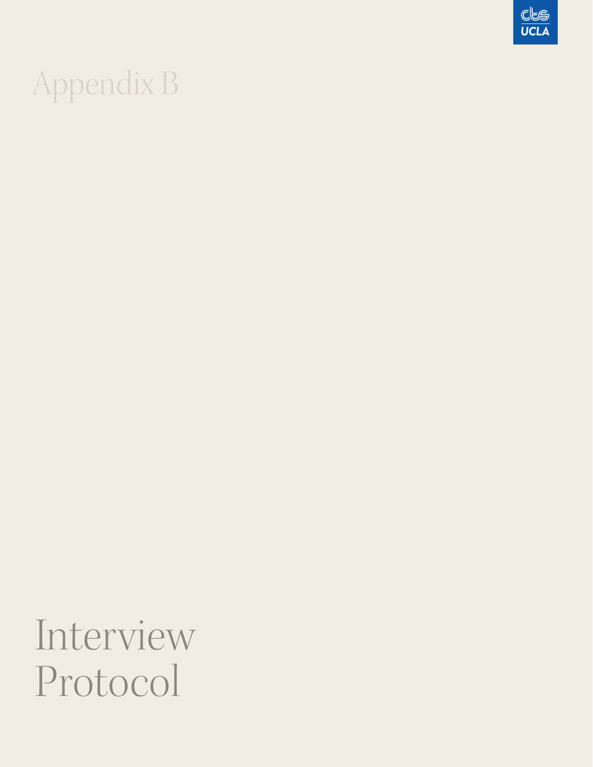# Appendix B

# Interview Protocol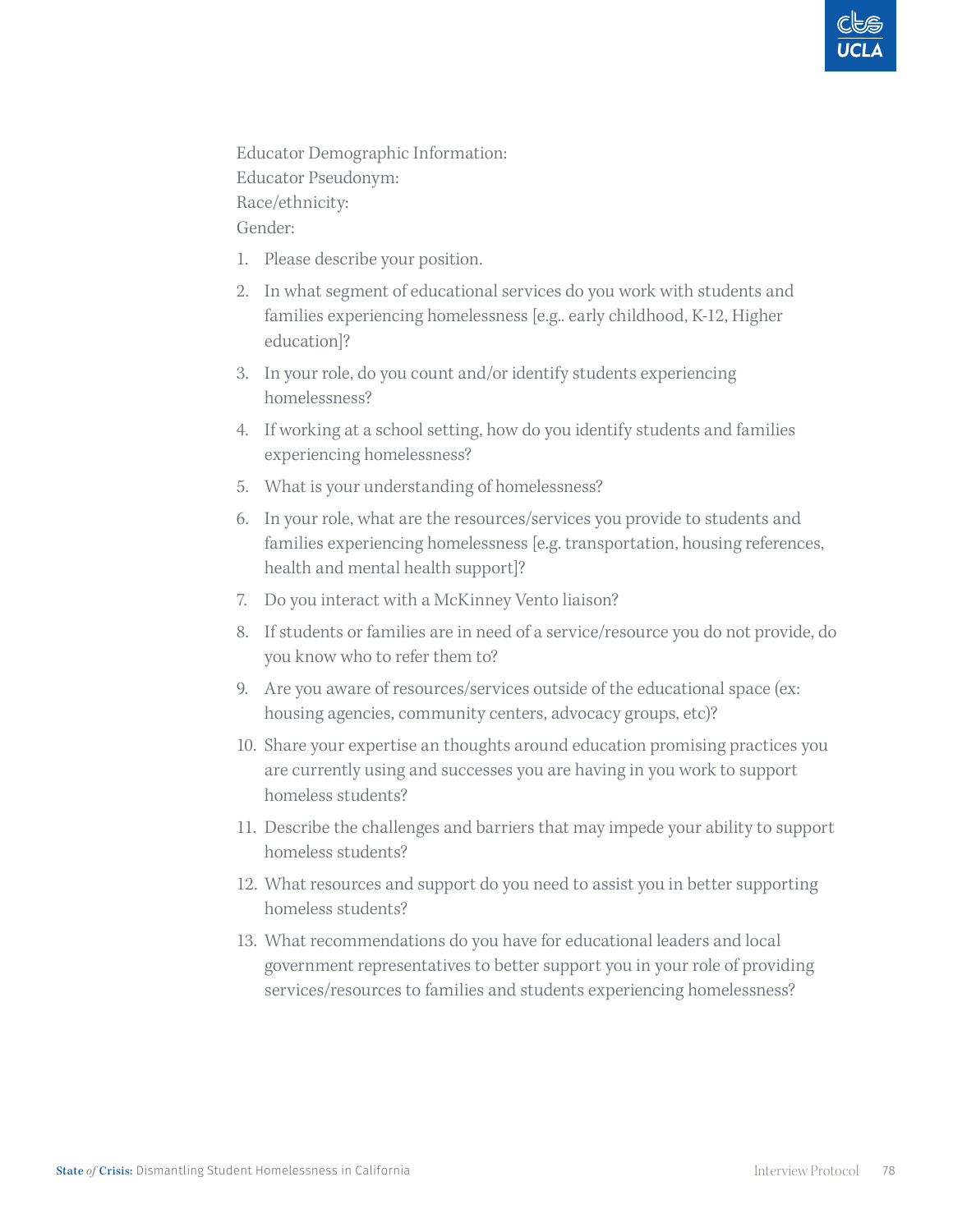Educator Demographic Information:  
Educator Pseudonym:  
Race/ethnicity:  
Gender:

1. Please describe your position.
2. In what segment of educational services do you work with students and families experiencing homelessness [e.g.. early childhood, K-12, Higher education]?
3. In your role, do you count and/or identify students experiencing homelessness?
4. If working at a school setting, how do you identify students and families experiencing homelessness?
5. What is your understanding of homelessness?
6. In your role, what are the resources/services you provide to students and families experiencing homelessness [e.g. transportation, housing references, health and mental health support]?
7. Do you interact with a McKinney Vento liaison?
8. If students or families are in need of a service/resource you do not provide, do you know who to refer them to?
9. Are you aware of resources/services outside of the educational space (ex: housing agencies, community centers, advocacy groups, etc)?
10. Share your expertise an thoughts around education promising practices you are currently using and successes you are having in you work to support homeless students?
11. Describe the challenges and barriers that may impede your ability to support homeless students?
12. What resources and support do you need to assist you in better supporting homeless students?
13. What recommendations do you have for educational leaders and local government representatives to better support you in your role of providing services/resources to families and students experiencing homelessness?